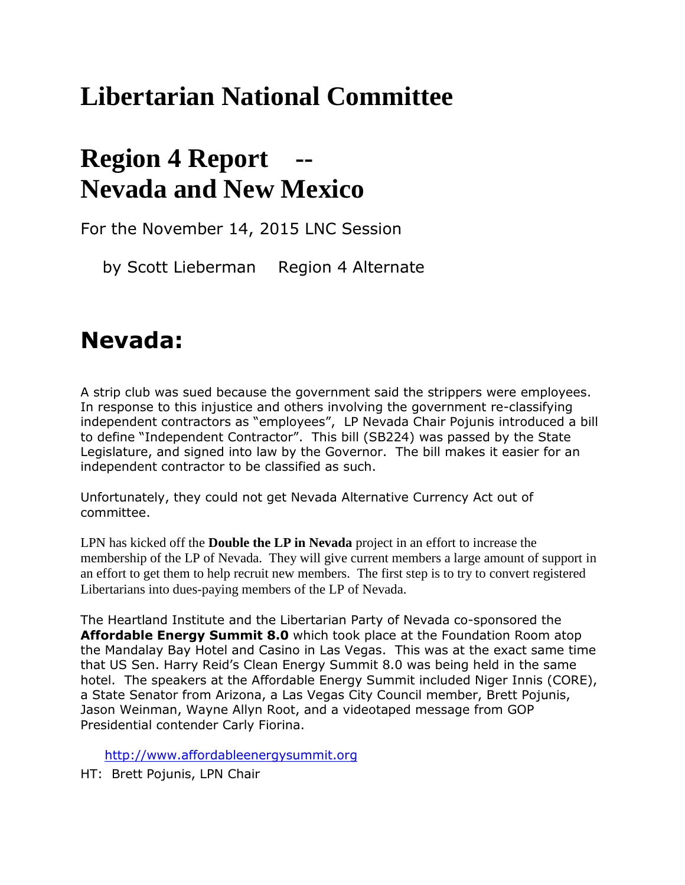# Libertarian National Committee

# Region 4 Report -- Nevada and New Mexico

For the November 14, 2015 LNC Session

by Scott Lieberman Region 4 Alternate

## Nevada:

A strip club was sued because the government said the strippers were employees. In response to this injustice and others involving the government re-classifying independent contractors as "employees", LP Nevada Chair Pojunis introduced a bill to define "Independent Contractor". This bill (SB224) was passed by the State Legislature, and signed into law by the Governor. The bill makes it easier for an independent contractor to be classified as such.

Unfortunately, they could not get Nevada Alternative Currency Act out of committee.

LPN has kicked off the **Double the LP in Nevada** project in an effort to increase the membership of the LP of Nevada. They will give current members a large amount of support in an effort to get them to help recruit new members. The first step is to try to convert registered Libertarians into dues-paying members of the LP of Nevada.

The Heartland Institute and the Libertarian Party of Nevada co-sponsored the **Affordable Energy Summit 8.0** which took place at the Foundation Room atop the Mandalay Bay Hotel and Casino in Las Vegas. This was at the exact same time that US Sen. Harry Reid's Clean Energy Summit 8.0 was being held in the same hotel. The speakers at the Affordable Energy Summit included Niger Innis (CORE), a State Senator from Arizona, a Las Vegas City Council member, Brett Pojunis, Jason Weinman, Wayne Allyn Root, and a videotaped message from GOP Presidential contender Carly Fiorina.

http://www.affordableenergysummit.org

HT: Brett Pojunis, LPN Chair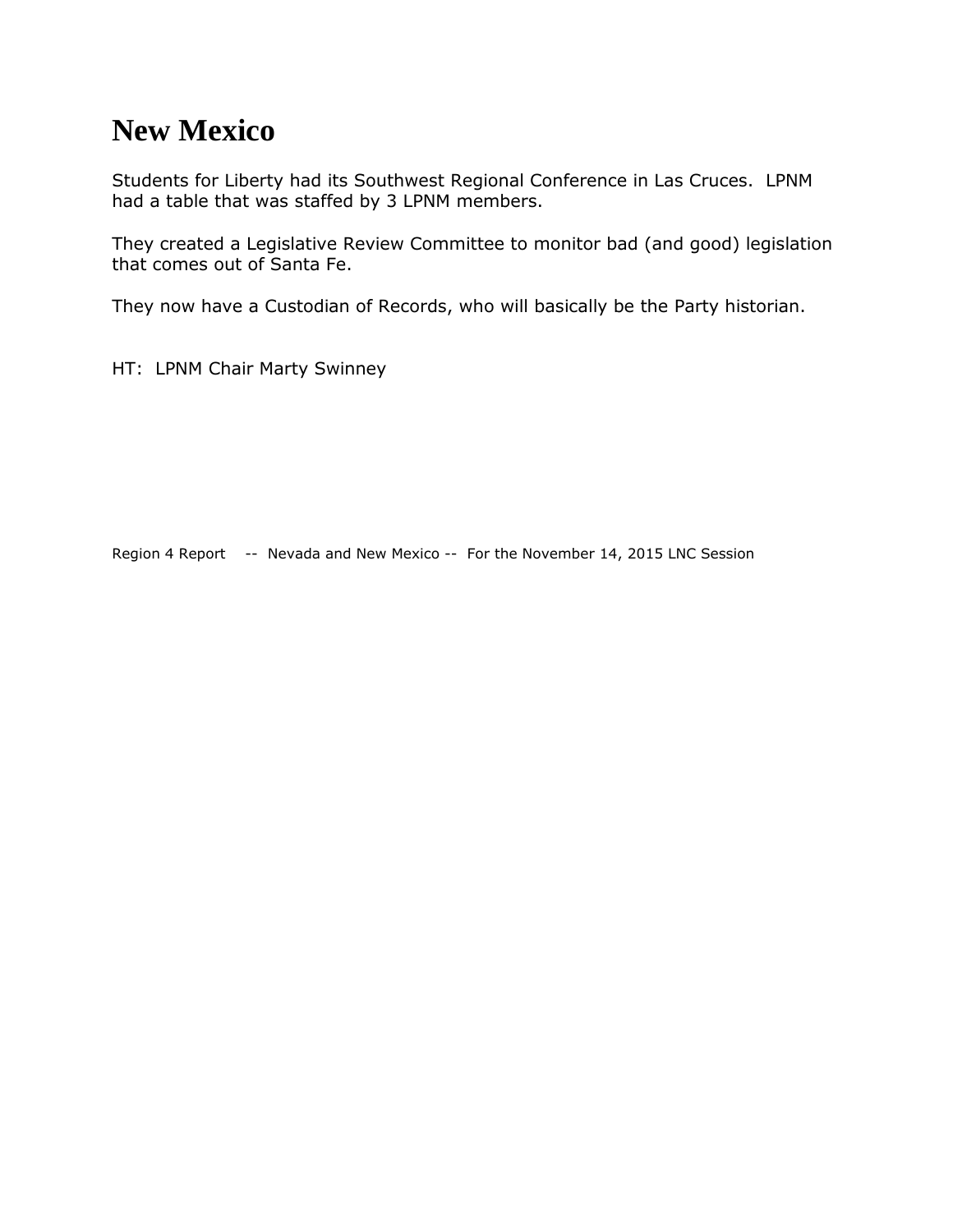# New Mexico

Students for Liberty had its Southwest Regional Conference in Las Cruces. LPNM had a table that was staffed by 3 LPNM members.

They created a Legislative Review Committee to monitor bad (and good) legislation that comes out of Santa Fe.

They now have a Custodian of Records, who will basically be the Party historian.

HT: LPNM Chair Marty Swinney